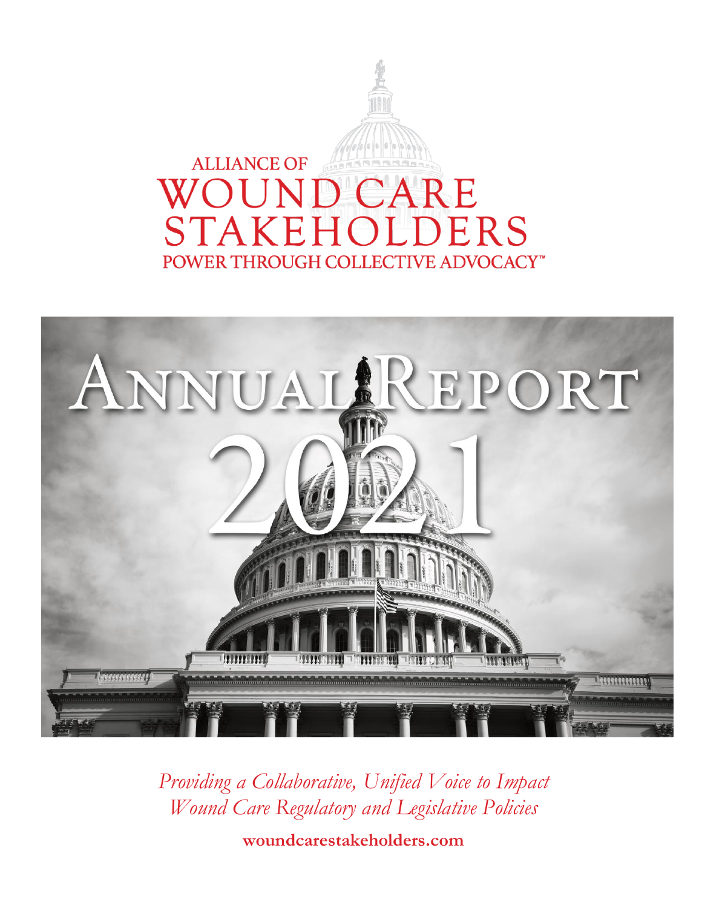ALLIANCE OF

# WOUND CARE STAKEHOLDERS

POWER THROUGH COLLECTIVE ADVOCACY™

# Annual Report 2021

*Providing a Collaborative, Unified Voice to Impact Wound Care Regulatory and Legislative Policies*

**woundcarestakeholders.com**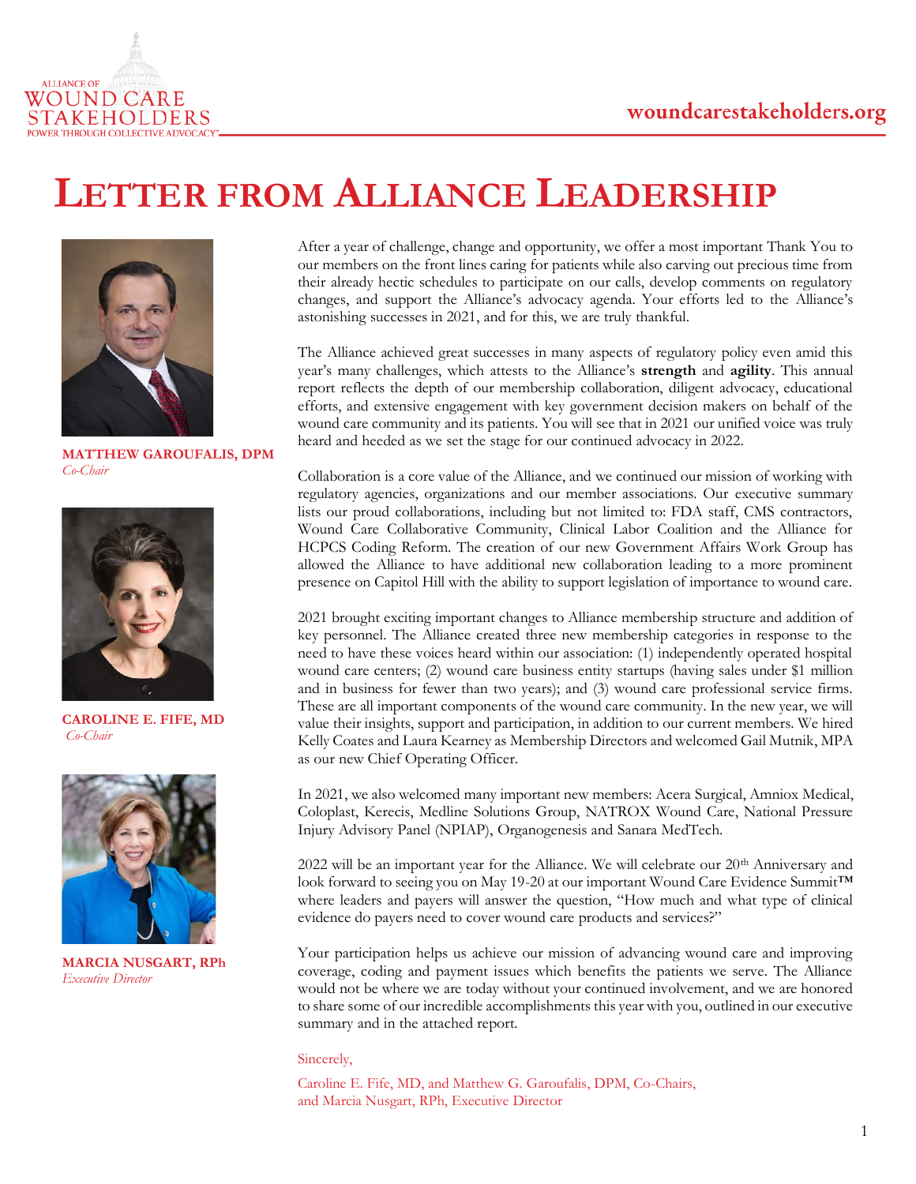# LETTER FROM ALLIANCE LEADERSHIP

**MATTHEW GAROUFALIS, DPM**
*Co-Chair*

**CAROLINE E. FIFE, MD**
*Co-Chair*

**MARCIA NUSGART, RPh**
*Executive Director*

After a year of challenge, change and opportunity, we offer a most important Thank You to our members on the front lines caring for patients while also carving out precious time from their already hectic schedules to participate on our calls, develop comments on regulatory changes, and support the Alliance's advocacy agenda. Your efforts led to the Alliance's astonishing successes in 2021, and for this, we are truly thankful.

The Alliance achieved great successes in many aspects of regulatory policy even amid this year's many challenges, which attests to the Alliance's **strength** and **agility**. This annual report reflects the depth of our membership collaboration, diligent advocacy, educational efforts, and extensive engagement with key government decision makers on behalf of the wound care community and its patients. You will see that in 2021 our unified voice was truly heard and heeded as we set the stage for our continued advocacy in 2022.

Collaboration is a core value of the Alliance, and we continued our mission of working with regulatory agencies, organizations and our member associations. Our executive summary lists our proud collaborations, including but not limited to: FDA staff, CMS contractors, Wound Care Collaborative Community, Clinical Labor Coalition and the Alliance for HCPCS Coding Reform. The creation of our new Government Affairs Work Group has allowed the Alliance to have additional new collaboration leading to a more prominent presence on Capitol Hill with the ability to support legislation of importance to wound care.

2021 brought exciting important changes to Alliance membership structure and addition of key personnel. The Alliance created three new membership categories in response to the need to have these voices heard within our association: (1) independently operated hospital wound care centers; (2) wound care business entity startups (having sales under $1 million and in business for fewer than two years); and (3) wound care professional service firms. These are all important components of the wound care community. In the new year, we will value their insights, support and participation, in addition to our current members. We hired Kelly Coates and Laura Kearney as Membership Directors and welcomed Gail Mutnik, MPA as our new Chief Operating Officer.

In 2021, we also welcomed many important new members: Acera Surgical, Amniox Medical, Coloplast, Kerecis, Medline Solutions Group, NATROX Wound Care, National Pressure Injury Advisory Panel (NPIAP), Organogenesis and Sanara MedTech.

2022 will be an important year for the Alliance. We will celebrate our 20th Anniversary and look forward to seeing you on May 19-20 at our important Wound Care Evidence Summit™ where leaders and payers will answer the question, "How much and what type of clinical evidence do payers need to cover wound care products and services?"

Your participation helps us achieve our mission of advancing wound care and improving coverage, coding and payment issues which benefits the patients we serve. The Alliance would not be where we are today without your continued involvement, and we are honored to share some of our incredible accomplishments this year with you, outlined in our executive summary and in the attached report.

Sincerely,

Caroline E. Fife, MD, and Matthew G. Garoufalis, DPM, Co-Chairs,
and Marcia Nusgart, RPh, Executive Director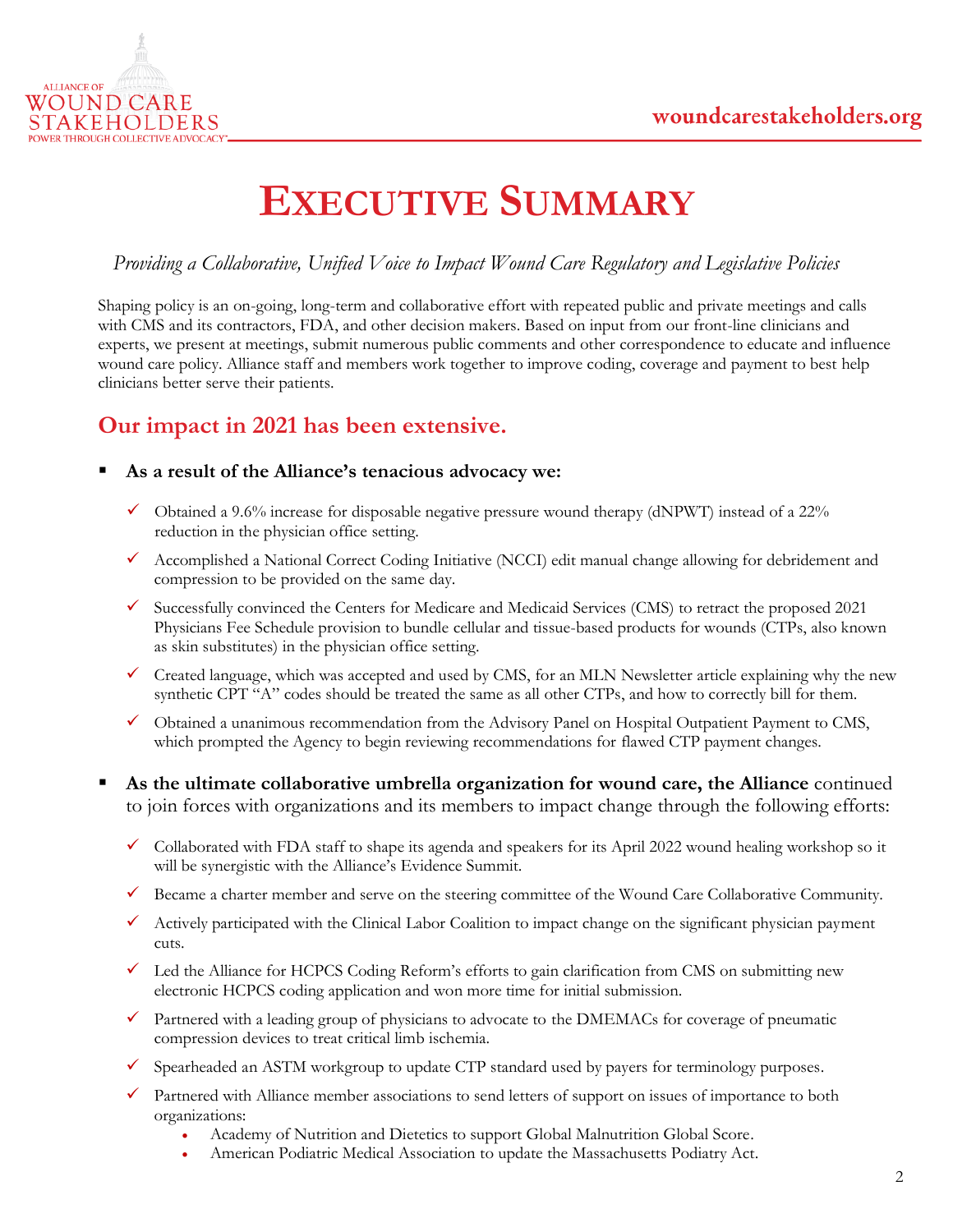# Executive Summary

*Providing a Collaborative, Unified Voice to Impact Wound Care Regulatory and Legislative Policies*

Shaping policy is an on-going, long-term and collaborative effort with repeated public and private meetings and calls with CMS and its contractors, FDA, and other decision makers. Based on input from our front-line clinicians and experts, we present at meetings, submit numerous public comments and other correspondence to educate and influence wound care policy. Alliance staff and members work together to improve coding, coverage and payment to best help clinicians better serve their patients.

## Our impact in 2021 has been extensive.

- **As a result of the Alliance's tenacious advocacy we:**
  - ✓ Obtained a 9.6% increase for disposable negative pressure wound therapy (dNPWT) instead of a 22% reduction in the physician office setting.
  - ✓ Accomplished a National Correct Coding Initiative (NCCI) edit manual change allowing for debridement and compression to be provided on the same day.
  - ✓ Successfully convinced the Centers for Medicare and Medicaid Services (CMS) to retract the proposed 2021 Physicians Fee Schedule provision to bundle cellular and tissue-based products for wounds (CTPs, also known as skin substitutes) in the physician office setting.
  - ✓ Created language, which was accepted and used by CMS, for an MLN Newsletter article explaining why the new synthetic CPT "A" codes should be treated the same as all other CTPs, and how to correctly bill for them.
  - ✓ Obtained a unanimous recommendation from the Advisory Panel on Hospital Outpatient Payment to CMS, which prompted the Agency to begin reviewing recommendations for flawed CTP payment changes.

- **As the ultimate collaborative umbrella organization for wound care, the Alliance** continued to join forces with organizations and its members to impact change through the following efforts:
  - ✓ Collaborated with FDA staff to shape its agenda and speakers for its April 2022 wound healing workshop so it will be synergistic with the Alliance's Evidence Summit.
  - ✓ Became a charter member and serve on the steering committee of the Wound Care Collaborative Community.
  - ✓ Actively participated with the Clinical Labor Coalition to impact change on the significant physician payment cuts.
  - ✓ Led the Alliance for HCPCS Coding Reform's efforts to gain clarification from CMS on submitting new electronic HCPCS coding application and won more time for initial submission.
  - ✓ Partnered with a leading group of physicians to advocate to the DMEMACs for coverage of pneumatic compression devices to treat critical limb ischemia.
  - ✓ Spearheaded an ASTM workgroup to update CTP standard used by payers for terminology purposes.
  - ✓ Partnered with Alliance member associations to send letters of support on issues of importance to both organizations:
    - Academy of Nutrition and Dietetics to support Global Malnutrition Global Score.
    - American Podiatric Medical Association to update the Massachusetts Podiatry Act.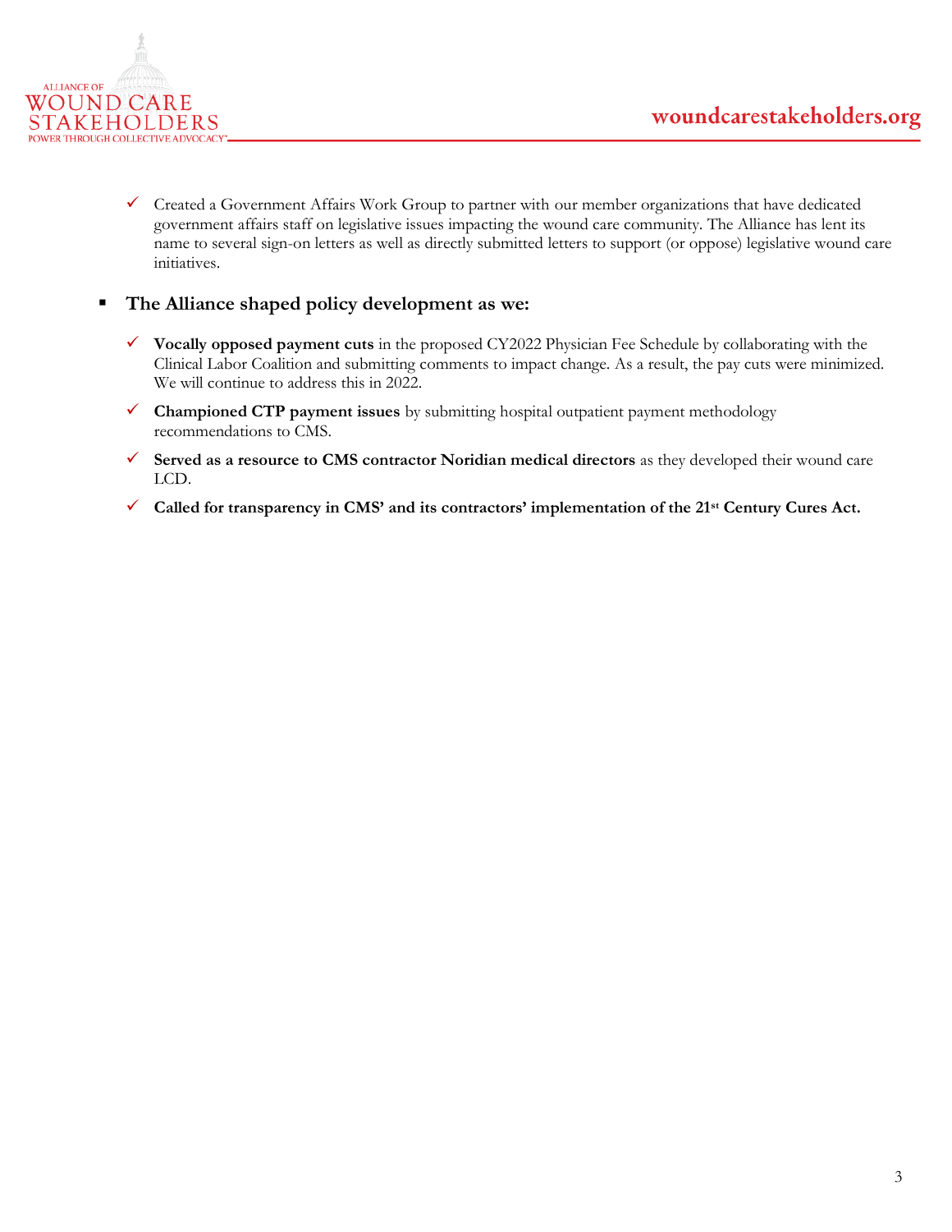- ✓ Created a Government Affairs Work Group to partner with our member organizations that have dedicated government affairs staff on legislative issues impacting the wound care community. The Alliance has lent its name to several sign-on letters as well as directly submitted letters to support (or oppose) legislative wound care initiatives.

- **The Alliance shaped policy development as we:**

  - ✓ **Vocally opposed payment cuts** in the proposed CY2022 Physician Fee Schedule by collaborating with the Clinical Labor Coalition and submitting comments to impact change. As a result, the pay cuts were minimized. We will continue to address this in 2022.
  - ✓ **Championed CTP payment issues** by submitting hospital outpatient payment methodology recommendations to CMS.
  - ✓ **Served as a resource to CMS contractor Noridian medical directors** as they developed their wound care LCD.
  - ✓ **Called for transparency in CMS' and its contractors' implementation of the 21st Century Cures Act.**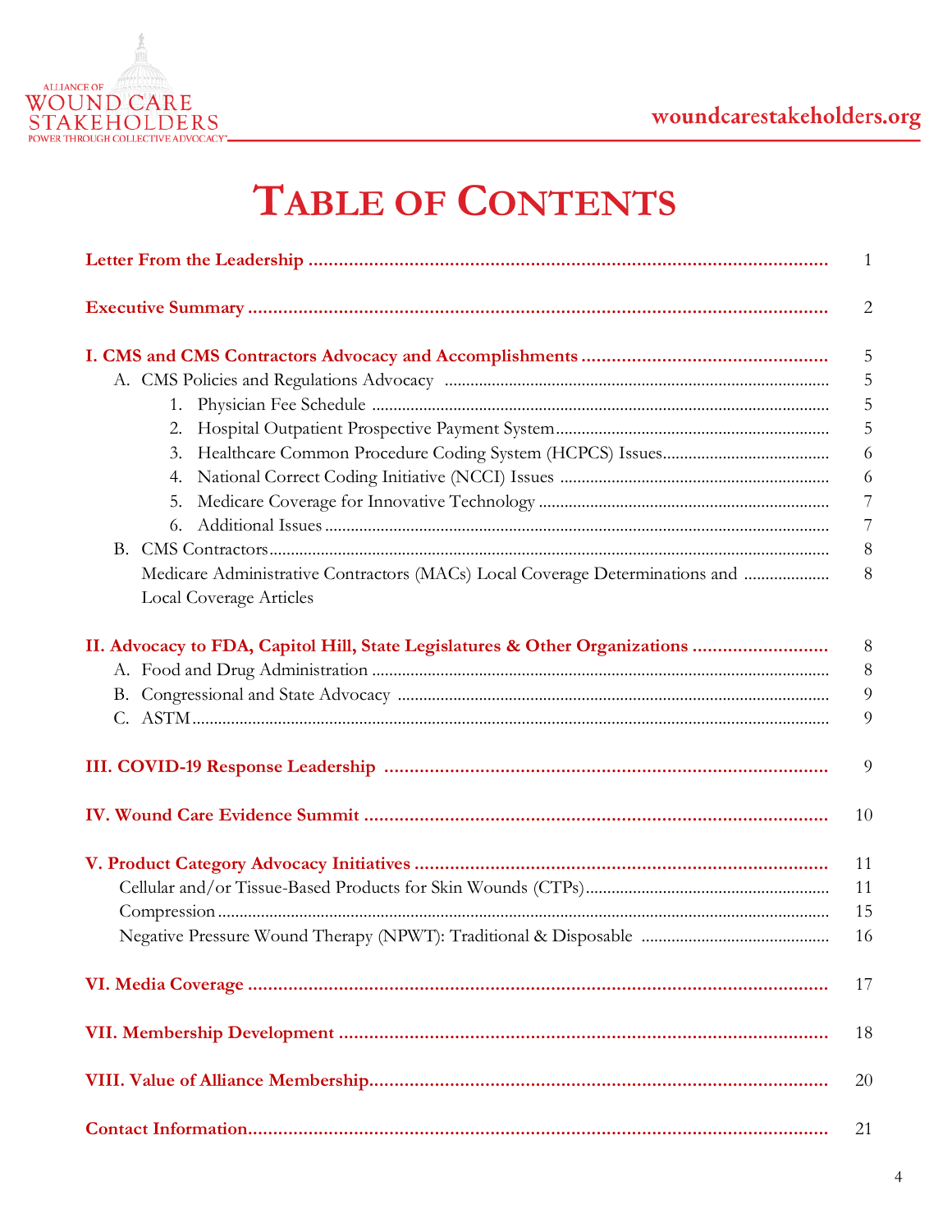# Table of Contents

| | |
|---|---|
| **Letter From the Leadership** | 1 |
| **Executive Summary** | 2 |
| **I. CMS and CMS Contractors Advocacy and Accomplishments** | 5 |
| A. CMS Policies and Regulations Advocacy | 5 |
| 1. Physician Fee Schedule | 5 |
| 2. Hospital Outpatient Prospective Payment System | 5 |
| 3. Healthcare Common Procedure Coding System (HCPCS) Issues | 6 |
| 4. National Correct Coding Initiative (NCCI) Issues | 6 |
| 5. Medicare Coverage for Innovative Technology | 7 |
| 6. Additional Issues | 7 |
| B. CMS Contractors | 8 |
| Medicare Administrative Contractors (MACs) Local Coverage Determinations and Local Coverage Articles | 8 |
| **II. Advocacy to FDA, Capitol Hill, State Legislatures & Other Organizations** | 8 |
| A. Food and Drug Administration | 8 |
| B. Congressional and State Advocacy | 9 |
| C. ASTM | 9 |
| **III. COVID-19 Response Leadership** | 9 |
| **IV. Wound Care Evidence Summit** | 10 |
| **V. Product Category Advocacy Initiatives** | 11 |
| Cellular and/or Tissue-Based Products for Skin Wounds (CTPs) | 11 |
| Compression | 15 |
| Negative Pressure Wound Therapy (NPWT): Traditional & Disposable | 16 |
| **VI. Media Coverage** | 17 |
| **VII. Membership Development** | 18 |
| **VIII. Value of Alliance Membership** | 20 |
| **Contact Information** | 21 |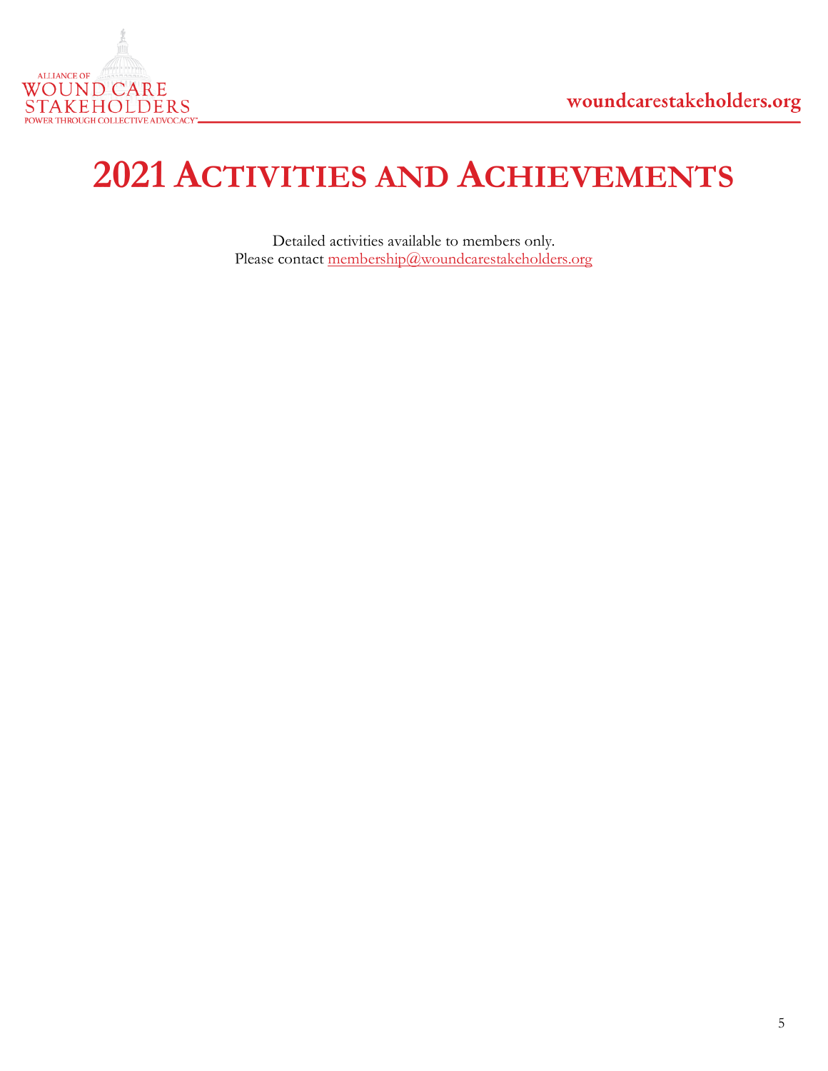# 2021 Activities and Achievements

Detailed activities available to members only.
Please contact membership@woundcarestakeholders.org